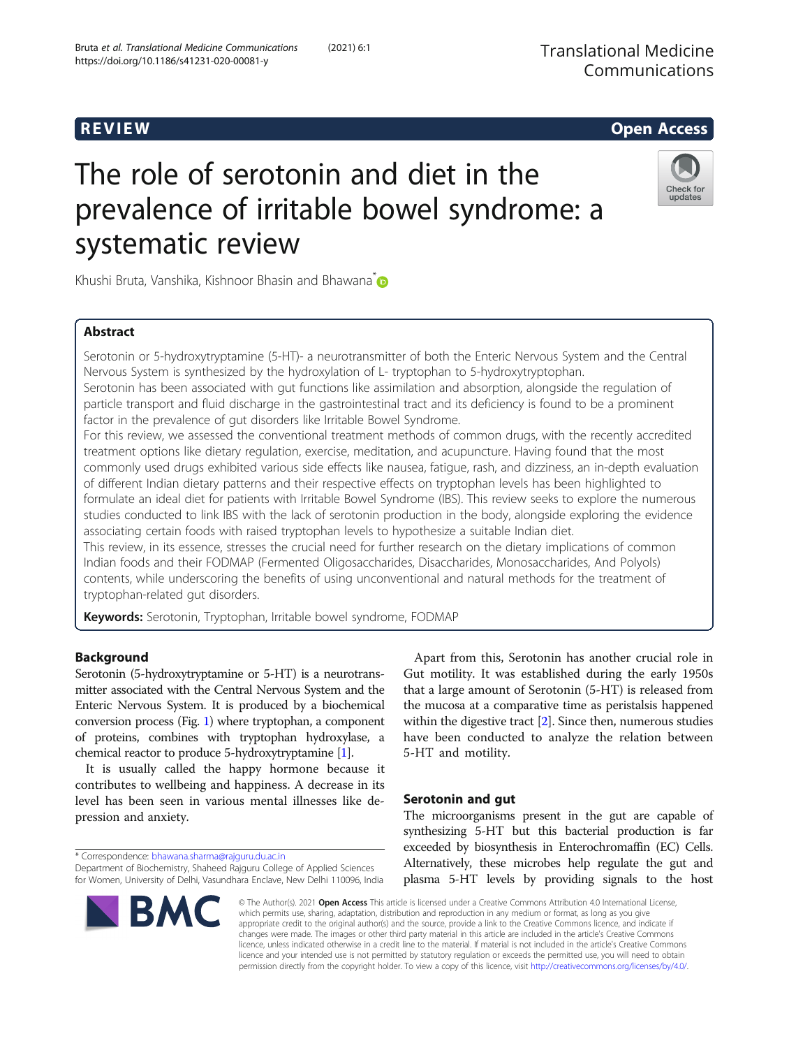REVIEW Open Access

# The role of serotonin and diet in the prevalence of irritable bowel syndrome: a systematic review

Khushi Bruta, Vanshika, Kishnoor Bhasin and Bhawana*

## Abstract

Serotonin or 5-hydroxytryptamine (5-HT)- a neurotransmitter of both the Enteric Nervous System and the Central Nervous System is synthesized by the hydroxylation of L- tryptophan to 5-hydroxytryptophan.

Serotonin has been associated with gut functions like assimilation and absorption, alongside the regulation of particle transport and fluid discharge in the gastrointestinal tract and its deficiency is found to be a prominent factor in the prevalence of gut disorders like Irritable Bowel Syndrome.

For this review, we assessed the conventional treatment methods of common drugs, with the recently accredited treatment options like dietary regulation, exercise, meditation, and acupuncture. Having found that the most commonly used drugs exhibited various side effects like nausea, fatigue, rash, and dizziness, an in-depth evaluation of different Indian dietary patterns and their respective effects on tryptophan levels has been highlighted to formulate an ideal diet for patients with Irritable Bowel Syndrome (IBS). This review seeks to explore the numerous studies conducted to link IBS with the lack of serotonin production in the body, alongside exploring the evidence associating certain foods with raised tryptophan levels to hypothesize a suitable Indian diet.

This review, in its essence, stresses the crucial need for further research on the dietary implications of common Indian foods and their FODMAP (Fermented Oligosaccharides, Disaccharides, Monosaccharides, And Polyols) contents, while underscoring the benefits of using unconventional and natural methods for the treatment of tryptophan-related gut disorders.

**Keywords:** Serotonin, Tryptophan, Irritable bowel syndrome, FODMAP

## Background

Serotonin (5-hydroxytryptamine or 5-HT) is a neurotransmitter associated with the Central Nervous System and the Enteric Nervous System. It is produced by a biochemical conversion process (Fig. 1) where tryptophan, a component of proteins, combines with tryptophan hydroxylase, a chemical reactor to produce 5-hydroxytryptamine [1].

It is usually called the happy hormone because it contributes to wellbeing and happiness. A decrease in its level has been seen in various mental illnesses like depression and anxiety.

Apart from this, Serotonin has another crucial role in Gut motility. It was established during the early 1950s that a large amount of Serotonin (5-HT) is released from the mucosa at a comparative time as peristalsis happened within the digestive tract [2]. Since then, numerous studies have been conducted to analyze the relation between 5-HT and motility.

## Serotonin and gut

The microorganisms present in the gut are capable of synthesizing 5-HT but this bacterial production is far exceeded by biosynthesis in Enterochromaffin (EC) Cells. Alternatively, these microbes help regulate the gut and plasma 5-HT levels by providing signals to the host

\* Correspondence: bhawana.sharma@rajguru.du.ac.in
Department of Biochemistry, Shaheed Rajguru College of Applied Sciences for Women, University of Delhi, Vasundhara Enclave, New Delhi 110096, India

© The Author(s). 2021 **Open Access** This article is licensed under a Creative Commons Attribution 4.0 International License, which permits use, sharing, adaptation, distribution and reproduction in any medium or format, as long as you give appropriate credit to the original author(s) and the source, provide a link to the Creative Commons licence, and indicate if changes were made. The images or other third party material in this article are included in the article's Creative Commons licence, unless indicated otherwise in a credit line to the material. If material is not included in the article's Creative Commons licence and your intended use is not permitted by statutory regulation or exceeds the permitted use, you will need to obtain permission directly from the copyright holder. To view a copy of this licence, visit http://creativecommons.org/licenses/by/4.0/.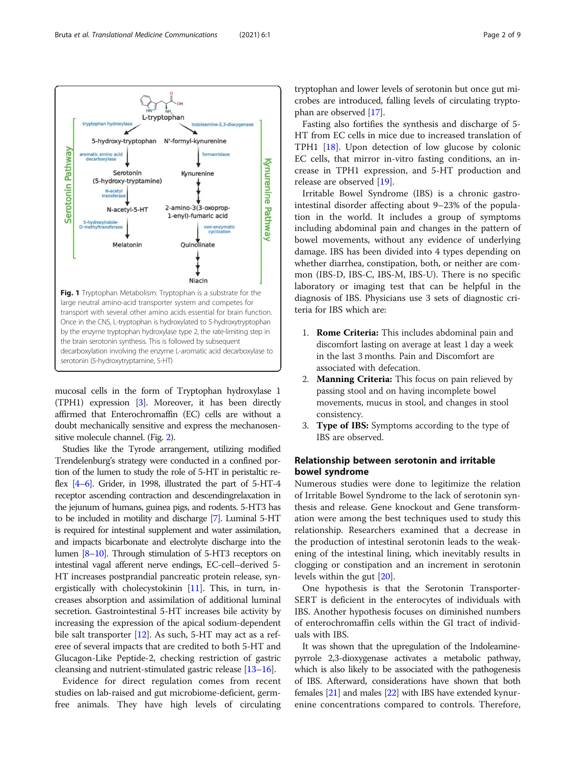Fig. 1 Tryptophan Metabolism: Tryptophan is a substrate for the large neutral amino-acid transporter system and competes for transport with several other amino acids essential for brain function. Once in the CNS, L-tryptophan is hydroxylated to 5-hydroxytryptophan by the enzyme tryptophan hydroxylase type 2, the rate-limiting step in the brain serotonin synthesis. This is followed by subsequent decarboxylation involving the enzyme L-aromatic acid decarboxylase to serotonin (5-hydroxytryptamine, 5-HT)

mucosal cells in the form of Tryptophan hydroxylase 1 (TPH1) expression [3]. Moreover, it has been directly affirmed that Enterochromaffin (EC) cells are without a doubt mechanically sensitive and express the mechanosensitive molecule channel. (Fig. 2).

Studies like the Tyrode arrangement, utilizing modified Trendelenburg's strategy were conducted in a confined portion of the lumen to study the role of 5-HT in peristaltic reflex [4–6]. Grider, in 1998, illustrated the part of 5-HT-4 receptor ascending contraction and descendingrelaxation in the jejunum of humans, guinea pigs, and rodents. 5-HT3 has to be included in motility and discharge [7]. Luminal 5-HT is required for intestinal supplement and water assimilation, and impacts bicarbonate and electrolyte discharge into the lumen [8–10]. Through stimulation of 5-HT3 receptors on intestinal vagal afferent nerve endings, EC-cell–derived 5-HT increases postprandial pancreatic protein release, synergistically with cholecystokinin [11]. This, in turn, increases absorption and assimilation of additional luminal secretion. Gastrointestinal 5-HT increases bile activity by increasing the expression of the apical sodium-dependent bile salt transporter [12]. As such, 5-HT may act as a referee of several impacts that are credited to both 5-HT and Glucagon-Like Peptide-2, checking restriction of gastric cleansing and nutrient-stimulated gastric release [13–16].

Evidence for direct regulation comes from recent studies on lab-raised and gut microbiome-deficient, germ-free animals. They have high levels of circulating tryptophan and lower levels of serotonin but once gut microbes are introduced, falling levels of circulating tryptophan are observed [17].

Fasting also fortifies the synthesis and discharge of 5-HT from EC cells in mice due to increased translation of TPH1 [18]. Upon detection of low glucose by colonic EC cells, that mirror in-vitro fasting conditions, an increase in TPH1 expression, and 5-HT production and release are observed [19].

Irritable Bowel Syndrome (IBS) is a chronic gastrointestinal disorder affecting about 9–23% of the population in the world. It includes a group of symptoms including abdominal pain and changes in the pattern of bowel movements, without any evidence of underlying damage. IBS has been divided into 4 types depending on whether diarrhea, constipation, both, or neither are common (IBS-D, IBS-C, IBS-M, IBS-U). There is no specific laboratory or imaging test that can be helpful in the diagnosis of IBS. Physicians use 3 sets of diagnostic criteria for IBS which are:

1. **Rome Criteria:** This includes abdominal pain and discomfort lasting on average at least 1 day a week in the last 3 months. Pain and Discomfort are associated with defecation.
2. **Manning Criteria:** This focus on pain relieved by passing stool and on having incomplete bowel movements, mucus in stool, and changes in stool consistency.
3. **Type of IBS:** Symptoms according to the type of IBS are observed.

## Relationship between serotonin and irritable bowel syndrome

Numerous studies were done to legitimize the relation of Irritable Bowel Syndrome to the lack of serotonin synthesis and release. Gene knockout and Gene transformation were among the best techniques used to study this relationship. Researchers examined that a decrease in the production of intestinal serotonin leads to the weakening of the intestinal lining, which inevitably results in clogging or constipation and an increment in serotonin levels within the gut [20].

One hypothesis is that the Serotonin Transporter-SERT is deficient in the enterocytes of individuals with IBS. Another hypothesis focuses on diminished numbers of enterochromaffin cells within the GI tract of individuals with IBS.

It was shown that the upregulation of the Indoleamine-pyrrole 2,3-dioxygenase activates a metabolic pathway, which is also likely to be associated with the pathogenesis of IBS. Afterward, considerations have shown that both females [21] and males [22] with IBS have extended kynurenine concentrations compared to controls. Therefore,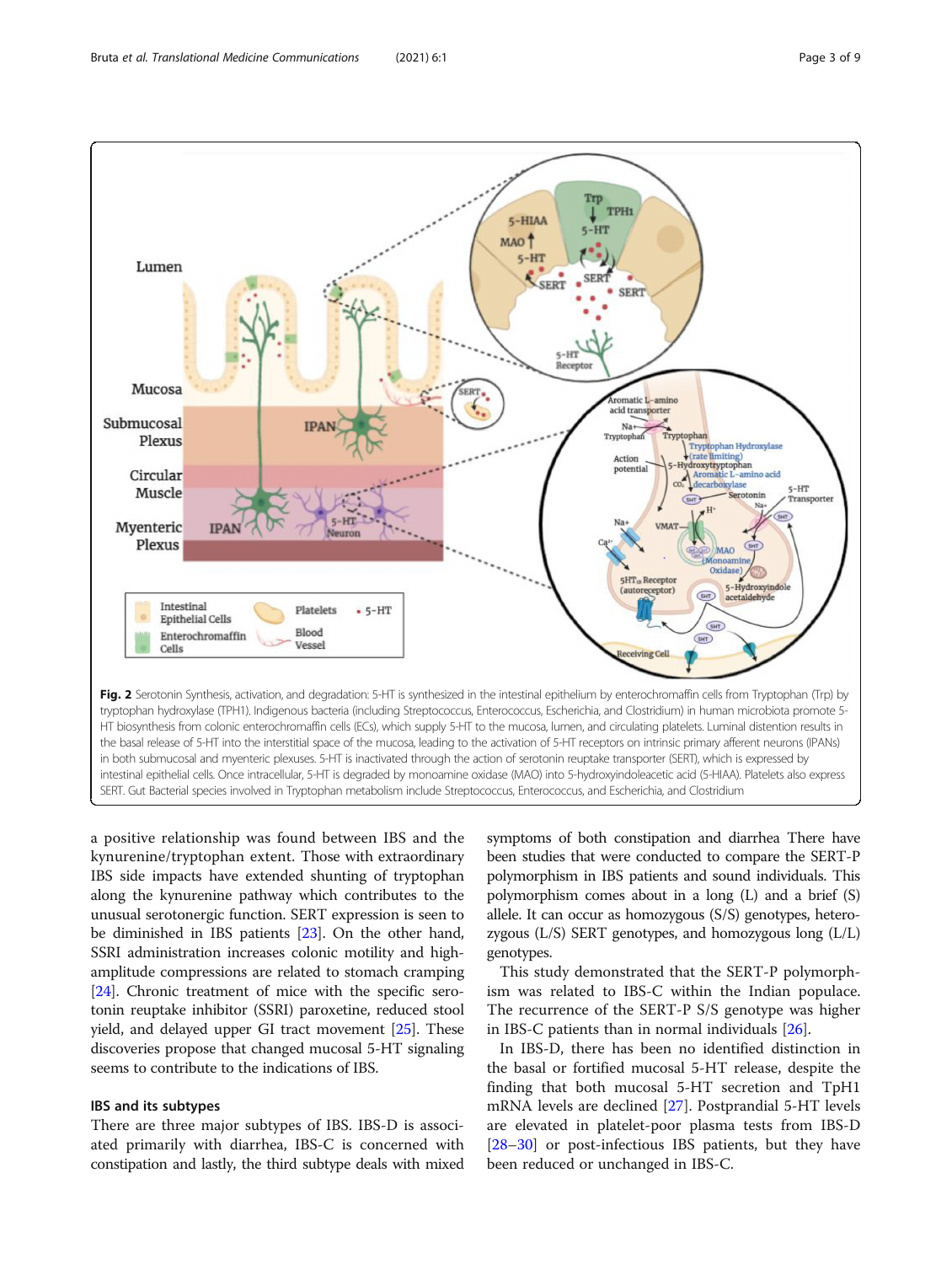**Fig. 2** Serotonin Synthesis, activation, and degradation: 5-HT is synthesized in the intestinal epithelium by enterochromaffin cells from Tryptophan (Trp) by tryptophan hydroxylase (TPH1). Indigenous bacteria (including Streptococcus, Enterococcus, Escherichia, and Clostridium) in human microbiota promote 5-HT biosynthesis from colonic enterochromaffin cells (ECs), which supply 5-HT to the mucosa, lumen, and circulating platelets. Luminal distention results in the basal release of 5-HT into the interstitial space of the mucosa, leading to the activation of 5-HT receptors on intrinsic primary afferent neurons (IPANs) in both submucosal and myenteric plexuses. 5-HT is inactivated through the action of serotonin reuptake transporter (SERT), which is expressed by intestinal epithelial cells. Once intracellular, 5-HT is degraded by monoamine oxidase (MAO) into 5-hydroxyindoleacetic acid (5-HIAA). Platelets also express SERT. Gut Bacterial species involved in Tryptophan metabolism include Streptococcus, Enterococcus, and Escherichia, and Clostridium

a positive relationship was found between IBS and the kynurenine/tryptophan extent. Those with extraordinary IBS side impacts have extended shunting of tryptophan along the kynurenine pathway which contributes to the unusual serotonergic function. SERT expression is seen to be diminished in IBS patients [23]. On the other hand, SSRI administration increases colonic motility and high-amplitude compressions are related to stomach cramping [24]. Chronic treatment of mice with the specific serotonin reuptake inhibitor (SSRI) paroxetine, reduced stool yield, and delayed upper GI tract movement [25]. These discoveries propose that changed mucosal 5-HT signaling seems to contribute to the indications of IBS.

### IBS and its subtypes

There are three major subtypes of IBS. IBS-D is associated primarily with diarrhea, IBS-C is concerned with constipation and lastly, the third subtype deals with mixed symptoms of both constipation and diarrhea There have been studies that were conducted to compare the SERT-P polymorphism in IBS patients and sound individuals. This polymorphism comes about in a long (L) and a brief (S) allele. It can occur as homozygous (S/S) genotypes, heterozygous (L/S) SERT genotypes, and homozygous long (L/L) genotypes.

This study demonstrated that the SERT-P polymorphism was related to IBS-C within the Indian populace. The recurrence of the SERT-P S/S genotype was higher in IBS-C patients than in normal individuals [26].

In IBS-D, there has been no identified distinction in the basal or fortified mucosal 5-HT release, despite the finding that both mucosal 5-HT secretion and TpH1 mRNA levels are declined [27]. Postprandial 5-HT levels are elevated in platelet-poor plasma tests from IBS-D [28–30] or post-infectious IBS patients, but they have been reduced or unchanged in IBS-C.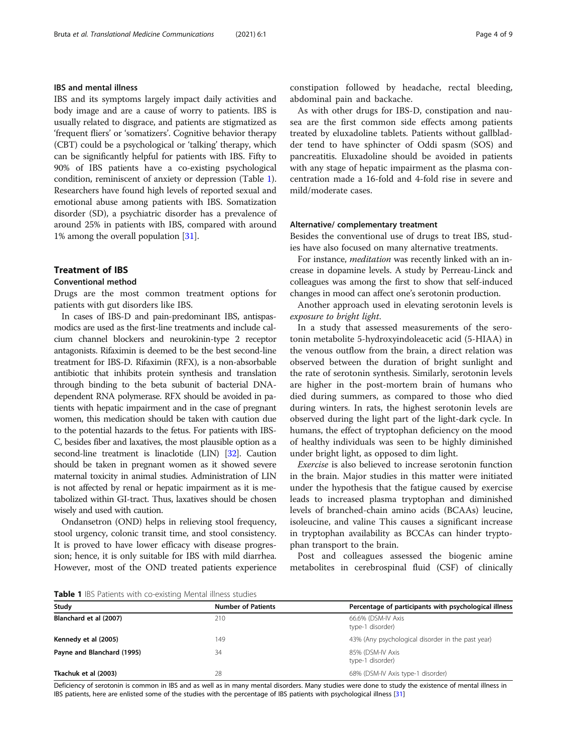### IBS and mental illness

IBS and its symptoms largely impact daily activities and body image and are a cause of worry to patients. IBS is usually related to disgrace, and patients are stigmatized as 'frequent fliers' or 'somatizers'. Cognitive behavior therapy (CBT) could be a psychological or 'talking' therapy, which can be significantly helpful for patients with IBS. Fifty to 90% of IBS patients have a co-existing psychological condition, reminiscent of anxiety or depression (Table 1). Researchers have found high levels of reported sexual and emotional abuse among patients with IBS. Somatization disorder (SD), a psychiatric disorder has a prevalence of around 25% in patients with IBS, compared with around 1% among the overall population [31].

## Treatment of IBS

### Conventional method

Drugs are the most common treatment options for patients with gut disorders like IBS.

In cases of IBS-D and pain-predominant IBS, antispasmodics are used as the first-line treatments and include calcium channel blockers and neurokinin-type 2 receptor antagonists. Rifaximin is deemed to be the best second-line treatment for IBS-D. Rifaximin (RFX), is a non-absorbable antibiotic that inhibits protein synthesis and translation through binding to the beta subunit of bacterial DNA-dependent RNA polymerase. RFX should be avoided in patients with hepatic impairment and in the case of pregnant women, this medication should be taken with caution due to the potential hazards to the fetus. For patients with IBS-C, besides fiber and laxatives, the most plausible option as a second-line treatment is linaclotide (LIN) [32]. Caution should be taken in pregnant women as it showed severe maternal toxicity in animal studies. Administration of LIN is not affected by renal or hepatic impairment as it is metabolized within GI-tract. Thus, laxatives should be chosen wisely and used with caution.

Ondansetron (OND) helps in relieving stool frequency, stool urgency, colonic transit time, and stool consistency. It is proved to have lower efficacy with disease progression; hence, it is only suitable for IBS with mild diarrhea. However, most of the OND treated patients experience constipation followed by headache, rectal bleeding, abdominal pain and backache.

As with other drugs for IBS-D, constipation and nausea are the first common side effects among patients treated by eluxadoline tablets. Patients without gallbladder tend to have sphincter of Oddi spasm (SOS) and pancreatitis. Eluxadoline should be avoided in patients with any stage of hepatic impairment as the plasma concentration made a 16-fold and 4-fold rise in severe and mild/moderate cases.

### Alternative/ complementary treatment

Besides the conventional use of drugs to treat IBS, studies have also focused on many alternative treatments.

For instance, *meditation* was recently linked with an increase in dopamine levels. A study by Perreau-Linck and colleagues was among the first to show that self-induced changes in mood can affect one's serotonin production.

Another approach used in elevating serotonin levels is *exposure to bright light*.

In a study that assessed measurements of the serotonin metabolite 5-hydroxyindoleacetic acid (5-HIAA) in the venous outflow from the brain, a direct relation was observed between the duration of bright sunlight and the rate of serotonin synthesis. Similarly, serotonin levels are higher in the post-mortem brain of humans who died during summers, as compared to those who died during winters. In rats, the highest serotonin levels are observed during the light part of the light-dark cycle. In humans, the effect of tryptophan deficiency on the mood of healthy individuals was seen to be highly diminished under bright light, as opposed to dim light.

*Exercise* is also believed to increase serotonin function in the brain. Major studies in this matter were initiated under the hypothesis that the fatigue caused by exercise leads to increased plasma tryptophan and diminished levels of branched-chain amino acids (BCAAs) leucine, isoleucine, and valine This causes a significant increase in tryptophan availability as BCCAs can hinder tryptophan transport to the brain.

Post and colleagues assessed the biogenic amine metabolites in cerebrospinal fluid (CSF) of clinically

**Table 1** IBS Patients with co-existing Mental illness studies

| Study | Number of Patients | Percentage of participants with psychological illness |
|---|---|---|
| **Blanchard et al (2007)** | 210 | 66.6% (DSM-IV Axis type-1 disorder) |
| **Kennedy et al (2005)** | 149 | 43% (Any psychological disorder in the past year) |
| **Payne and Blanchard (1995)** | 34 | 85% (DSM-IV Axis type-1 disorder) |
| **Tkachuk et al (2003)** | 28 | 68% (DSM-IV Axis type-1 disorder) |

Deficiency of serotonin is common in IBS and as well as in many mental disorders. Many studies were done to study the existence of mental illness in IBS patients, here are enlisted some of the studies with the percentage of IBS patients with psychological illness [31]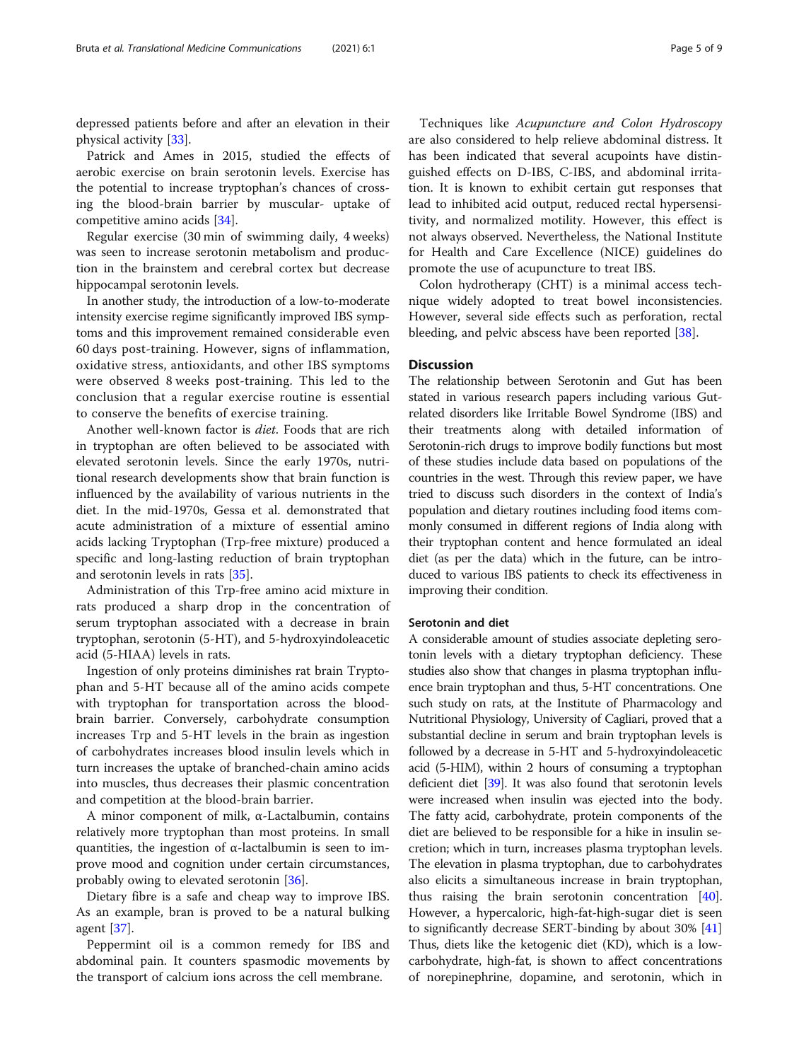depressed patients before and after an elevation in their physical activity [33].

Patrick and Ames in 2015, studied the effects of aerobic exercise on brain serotonin levels. Exercise has the potential to increase tryptophan's chances of crossing the blood-brain barrier by muscular- uptake of competitive amino acids [34].

Regular exercise (30 min of swimming daily, 4 weeks) was seen to increase serotonin metabolism and production in the brainstem and cerebral cortex but decrease hippocampal serotonin levels.

In another study, the introduction of a low-to-moderate intensity exercise regime significantly improved IBS symptoms and this improvement remained considerable even 60 days post-training. However, signs of inflammation, oxidative stress, antioxidants, and other IBS symptoms were observed 8 weeks post-training. This led to the conclusion that a regular exercise routine is essential to conserve the benefits of exercise training.

Another well-known factor is *diet*. Foods that are rich in tryptophan are often believed to be associated with elevated serotonin levels. Since the early 1970s, nutritional research developments show that brain function is influenced by the availability of various nutrients in the diet. In the mid-1970s, Gessa et al. demonstrated that acute administration of a mixture of essential amino acids lacking Tryptophan (Trp-free mixture) produced a specific and long-lasting reduction of brain tryptophan and serotonin levels in rats [35].

Administration of this Trp-free amino acid mixture in rats produced a sharp drop in the concentration of serum tryptophan associated with a decrease in brain tryptophan, serotonin (5-HT), and 5-hydroxyindoleacetic acid (5-HIAA) levels in rats.

Ingestion of only proteins diminishes rat brain Tryptophan and 5-HT because all of the amino acids compete with tryptophan for transportation across the blood-brain barrier. Conversely, carbohydrate consumption increases Trp and 5-HT levels in the brain as ingestion of carbohydrates increases blood insulin levels which in turn increases the uptake of branched-chain amino acids into muscles, thus decreases their plasmic concentration and competition at the blood-brain barrier.

A minor component of milk, α-Lactalbumin, contains relatively more tryptophan than most proteins. In small quantities, the ingestion of α-lactalbumin is seen to improve mood and cognition under certain circumstances, probably owing to elevated serotonin [36].

Dietary fibre is a safe and cheap way to improve IBS. As an example, bran is proved to be a natural bulking agent [37].

Peppermint oil is a common remedy for IBS and abdominal pain. It counters spasmodic movements by the transport of calcium ions across the cell membrane.

Techniques like *Acupuncture and Colon Hydroscopy* are also considered to help relieve abdominal distress. It has been indicated that several acupoints have distinguished effects on D-IBS, C-IBS, and abdominal irritation. It is known to exhibit certain gut responses that lead to inhibited acid output, reduced rectal hypersensitivity, and normalized motility. However, this effect is not always observed. Nevertheless, the National Institute for Health and Care Excellence (NICE) guidelines do promote the use of acupuncture to treat IBS.

Colon hydrotherapy (CHT) is a minimal access technique widely adopted to treat bowel inconsistencies. However, several side effects such as perforation, rectal bleeding, and pelvic abscess have been reported [38].

## Discussion

The relationship between Serotonin and Gut has been stated in various research papers including various Gut-related disorders like Irritable Bowel Syndrome (IBS) and their treatments along with detailed information of Serotonin-rich drugs to improve bodily functions but most of these studies include data based on populations of the countries in the west. Through this review paper, we have tried to discuss such disorders in the context of India's population and dietary routines including food items commonly consumed in different regions of India along with their tryptophan content and hence formulated an ideal diet (as per the data) which in the future, can be introduced to various IBS patients to check its effectiveness in improving their condition.

### Serotonin and diet

A considerable amount of studies associate depleting serotonin levels with a dietary tryptophan deficiency. These studies also show that changes in plasma tryptophan influence brain tryptophan and thus, 5-HT concentrations. One such study on rats, at the Institute of Pharmacology and Nutritional Physiology, University of Cagliari, proved that a substantial decline in serum and brain tryptophan levels is followed by a decrease in 5-HT and 5-hydroxyindoleacetic acid (5-HIM), within 2 hours of consuming a tryptophan deficient diet [39]. It was also found that serotonin levels were increased when insulin was ejected into the body. The fatty acid, carbohydrate, protein components of the diet are believed to be responsible for a hike in insulin secretion; which in turn, increases plasma tryptophan levels. The elevation in plasma tryptophan, due to carbohydrates also elicits a simultaneous increase in brain tryptophan, thus raising the brain serotonin concentration [40]. However, a hypercaloric, high-fat-high-sugar diet is seen to significantly decrease SERT-binding by about 30% [41] Thus, diets like the ketogenic diet (KD), which is a low-carbohydrate, high-fat, is shown to affect concentrations of norepinephrine, dopamine, and serotonin, which in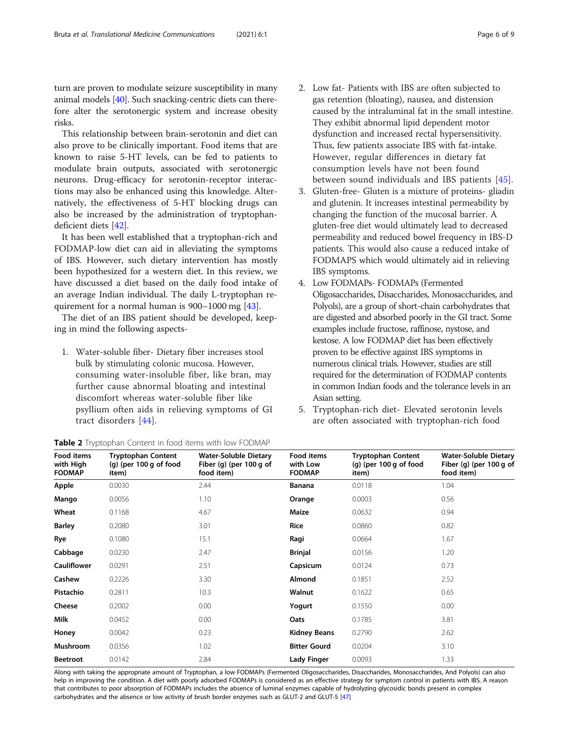turn are proven to modulate seizure susceptibility in many animal models [40]. Such snacking-centric diets can therefore alter the serotonergic system and increase obesity risks.

This relationship between brain-serotonin and diet can also prove to be clinically important. Food items that are known to raise 5-HT levels, can be fed to patients to modulate brain outputs, associated with serotonergic neurons. Drug-efficacy for serotonin-receptor interactions may also be enhanced using this knowledge. Alternatively, the effectiveness of 5-HT blocking drugs can also be increased by the administration of tryptophan-deficient diets [42].

It has been well established that a tryptophan-rich and FODMAP-low diet can aid in alleviating the symptoms of IBS. However, such dietary intervention has mostly been hypothesized for a western diet. In this review, we have discussed a diet based on the daily food intake of an average Indian individual. The daily L-tryptophan requirement for a normal human is 900–1000 mg [43].

The diet of an IBS patient should be developed, keeping in mind the following aspects-

1. Water-soluble fiber- Dietary fiber increases stool bulk by stimulating colonic mucosa. However, consuming water-insoluble fiber, like bran, may further cause abnormal bloating and intestinal discomfort whereas water-soluble fiber like psyllium often aids in relieving symptoms of GI tract disorders [44].
2. Low fat- Patients with IBS are often subjected to gas retention (bloating), nausea, and distension caused by the intraluminal fat in the small intestine. They exhibit abnormal lipid dependent motor dysfunction and increased rectal hypersensitivity. Thus, few patients associate IBS with fat-intake. However, regular differences in dietary fat consumption levels have not been found between sound individuals and IBS patients [45].
3. Gluten-free- Gluten is a mixture of proteins- gliadin and glutenin. It increases intestinal permeability by changing the function of the mucosal barrier. A gluten-free diet would ultimately lead to decreased permeability and reduced bowel frequency in IBS-D patients. This would also cause a reduced intake of FODMAPS which would ultimately aid in relieving IBS symptoms.
4. Low FODMAPs- FODMAPs (Fermented Oligosaccharides, Disaccharides, Monosaccharides, and Polyols), are a group of short-chain carbohydrates that are digested and absorbed poorly in the GI tract. Some examples include fructose, raffinose, nystose, and kestose. A low FODMAP diet has been effectively proven to be effective against IBS symptoms in numerous clinical trials. However, studies are still required for the determination of FODMAP contents in common Indian foods and the tolerance levels in an Asian setting.
5. Tryptophan-rich diet- Elevated serotonin levels are often associated with tryptophan-rich food

**Table 2** Tryptophan Content in food items with low FODMAP

| Food items with High FODMAP | Tryptophan Content (g) (per 100 g of food item) | Water-Soluble Dietary Fiber (g) (per 100 g of food item) | Food items with Low FODMAP | Tryptophan Content (g) (per 100 g of food item) | Water-Soluble Dietary Fiber (g) (per 100 g of food item) |
|---|---|---|---|---|---|
| **Apple** | 0.0030 | 2.44 | **Banana** | 0.0118 | 1.04 |
| **Mango** | 0.0056 | 1.10 | **Orange** | 0.0003 | 0.56 |
| **Wheat** | 0.1168 | 4.67 | **Maize** | 0.0632 | 0.94 |
| **Barley** | 0.2080 | 3.01 | **Rice** | 0.0860 | 0.82 |
| **Rye** | 0.1080 | 15.1 | **Ragi** | 0.0664 | 1.67 |
| **Cabbage** | 0.0230 | 2.47 | **Brinjal** | 0.0156 | 1.20 |
| **Cauliflower** | 0.0291 | 2.51 | **Capsicum** | 0.0124 | 0.73 |
| **Cashew** | 0.2226 | 3.30 | **Almond** | 0.1851 | 2.52 |
| **Pistachio** | 0.2811 | 10.3 | **Walnut** | 0.1622 | 0.65 |
| **Cheese** | 0.2002 | 0.00 | **Yogurt** | 0.1550 | 0.00 |
| **Milk** | 0.0452 | 0.00 | **Oats** | 0.1785 | 3.81 |
| **Honey** | 0.0042 | 0.23 | **Kidney Beans** | 0.2790 | 2.62 |
| **Mushroom** | 0.0356 | 1.02 | **Bitter Gourd** | 0.0204 | 3.10 |
| **Beetroot** | 0.0142 | 2.84 | **Lady Finger** | 0.0093 | 1.33 |

Along with taking the appropriate amount of Tryptophan, a low FODMAPs (Fermented Oligosaccharides, Disaccharides, Monosaccharides, And Polyols) can also help in improving the condition. A diet with poorly adsorbed FODMAPs is considered as an effective strategy for symptom control in patients with IBS. A reason that contributes to poor absorption of FODMAPs includes the absence of luminal enzymes capable of hydrolyzing glycosidic bonds present in complex carbohydrates and the absence or low activity of brush border enzymes such as GLUT-2 and GLUT-5 [47]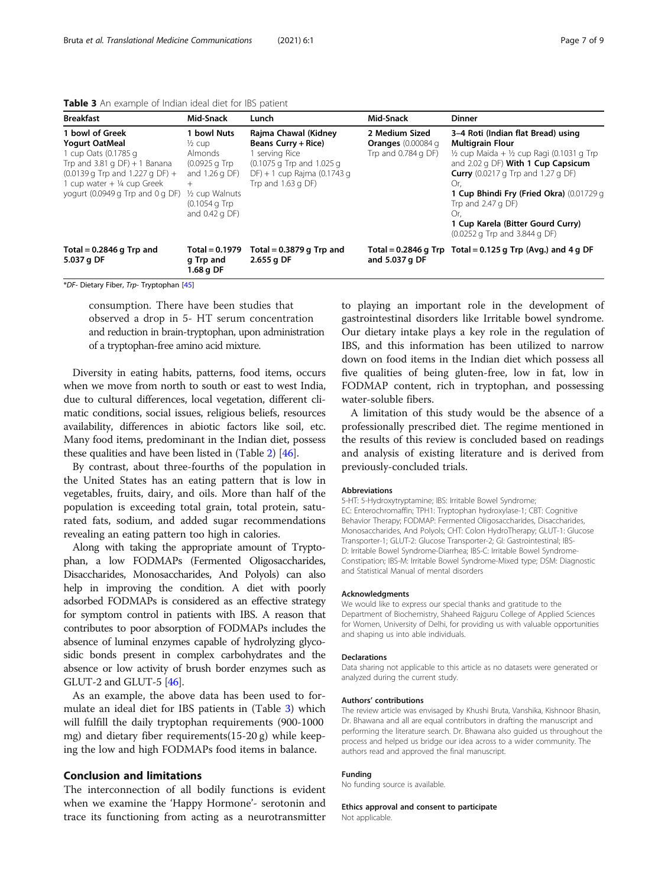**Table 3** An example of Indian ideal diet for IBS patient

| Breakfast | Mid-Snack | Lunch | Mid-Snack | Dinner |
|---|---|---|---|---|
| **1 bowl of Greek Yogurt OatMeal** 1 cup Oats (0.1785 g Trp and 3.81 g DF) + 1 Banana (0.0139 g Trp and 1.227 g DF) + 1 cup water + ¼ cup Greek yogurt (0.0949 g Trp and 0 g DF) | **1 bowl Nuts** ½ cup Almonds (0.0925 g Trp and 1.26 g DF) + ½ cup Walnuts (0.1054 g Trp and 0.42 g DF) | **Rajma Chawal (Kidney Beans Curry + Rice)** 1 serving Rice (0.1075 g Trp and 1.025 g DF) + 1 cup Rajma (0.1743 g Trp and 1.63 g DF) | **2 Medium Sized Oranges** (0.00084 g Trp and 0.784 g DF) | **3–4 Roti (Indian flat Bread) using Multigrain Flour** ½ cup Maida + ½ cup Ragi (0.1031 g Trp and 2.02 g DF) **With 1 Cup Capsicum Curry** (0.0217 g Trp and 1.27 g DF) Or, **1 Cup Bhindi Fry (Fried Okra)** (0.01729 g Trp and 2.47 g DF) Or, **1 Cup Karela (Bitter Gourd Curry)** (0.0252 g Trp and 3.844 g DF) |
| **Total = 0.2846 g Trp and 5.037 g DF** | **Total = 0.1979 g Trp and 1.68 g DF** | **Total = 0.3879 g Trp and 2.655 g DF** | **Total = 0.2846 g Trp and 5.037 g DF** | **Total = 0.125 g Trp (Avg.) and 4 g DF** |

*DF- Dietary Fiber, Trp- Tryptophan [45]

> consumption. There have been studies that observed a drop in 5- HT serum concentration and reduction in brain-tryptophan, upon administration of a tryptophan-free amino acid mixture.

Diversity in eating habits, patterns, food items, occurs when we move from north to south or east to west India, due to cultural differences, local vegetation, different climatic conditions, social issues, religious beliefs, resources availability, differences in abiotic factors like soil, etc. Many food items, predominant in the Indian diet, possess these qualities and have been listed in (Table 2) [46].

By contrast, about three-fourths of the population in the United States has an eating pattern that is low in vegetables, fruits, dairy, and oils. More than half of the population is exceeding total grain, total protein, saturated fats, sodium, and added sugar recommendations revealing an eating pattern too high in calories.

Along with taking the appropriate amount of Tryptophan, a low FODMAPs (Fermented Oligosaccharides, Disaccharides, Monosaccharides, And Polyols) can also help in improving the condition. A diet with poorly adsorbed FODMAPs is considered as an effective strategy for symptom control in patients with IBS. A reason that contributes to poor absorption of FODMAPs includes the absence of luminal enzymes capable of hydrolyzing glycosidic bonds present in complex carbohydrates and the absence or low activity of brush border enzymes such as GLUT-2 and GLUT-5 [46].

As an example, the above data has been used to formulate an ideal diet for IBS patients in (Table 3) which will fulfill the daily tryptophan requirements (900-1000 mg) and dietary fiber requirements(15-20 g) while keeping the low and high FODMAPs food items in balance.

## Conclusion and limitations

The interconnection of all bodily functions is evident when we examine the 'Happy Hormone'- serotonin and trace its functioning from acting as a neurotransmitter to playing an important role in the development of gastrointestinal disorders like Irritable bowel syndrome. Our dietary intake plays a key role in the regulation of IBS, and this information has been utilized to narrow down on food items in the Indian diet which possess all five qualities of being gluten-free, low in fat, low in FODMAP content, rich in tryptophan, and possessing water-soluble fibers.

A limitation of this study would be the absence of a professionally prescribed diet. The regime mentioned in the results of this review is concluded based on readings and analysis of existing literature and is derived from previously-concluded trials.

#### Abbreviations

5-HT: 5-Hydroxytryptamine; IBS: Irritable Bowel Syndrome; EC: Enterochromaffin; TPH1: Tryptophan hydroxylase-1; CBT: Cognitive Behavior Therapy; FODMAP: Fermented Oligosaccharides, Disaccharides, Monosaccharides, And Polyols; CHT: Colon HydroTherapy; GLUT-1: Glucose Transporter-1; GLUT-2: Glucose Transporter-2; GI: Gastrointestinal; IBS-D: Irritable Bowel Syndrome-Diarrhea; IBS-C: Irritable Bowel Syndrome-Constipation; IBS-M: Irritable Bowel Syndrome-Mixed type; DSM: Diagnostic and Statistical Manual of mental disorders

#### Acknowledgments

We would like to express our special thanks and gratitude to the Department of Biochemistry, Shaheed Rajguru College of Applied Sciences for Women, University of Delhi, for providing us with valuable opportunities and shaping us into able individuals.

#### Declarations

Data sharing not applicable to this article as no datasets were generated or analyzed during the current study.

#### Authors' contributions

The review article was envisaged by Khushi Bruta, Vanshika, Kishnoor Bhasin, Dr. Bhawana and all are equal contributors in drafting the manuscript and performing the literature search. Dr. Bhawana also guided us throughout the process and helped us bridge our idea across to a wider community. The authors read and approved the final manuscript.

#### Funding

No funding source is available.

#### Ethics approval and consent to participate

Not applicable.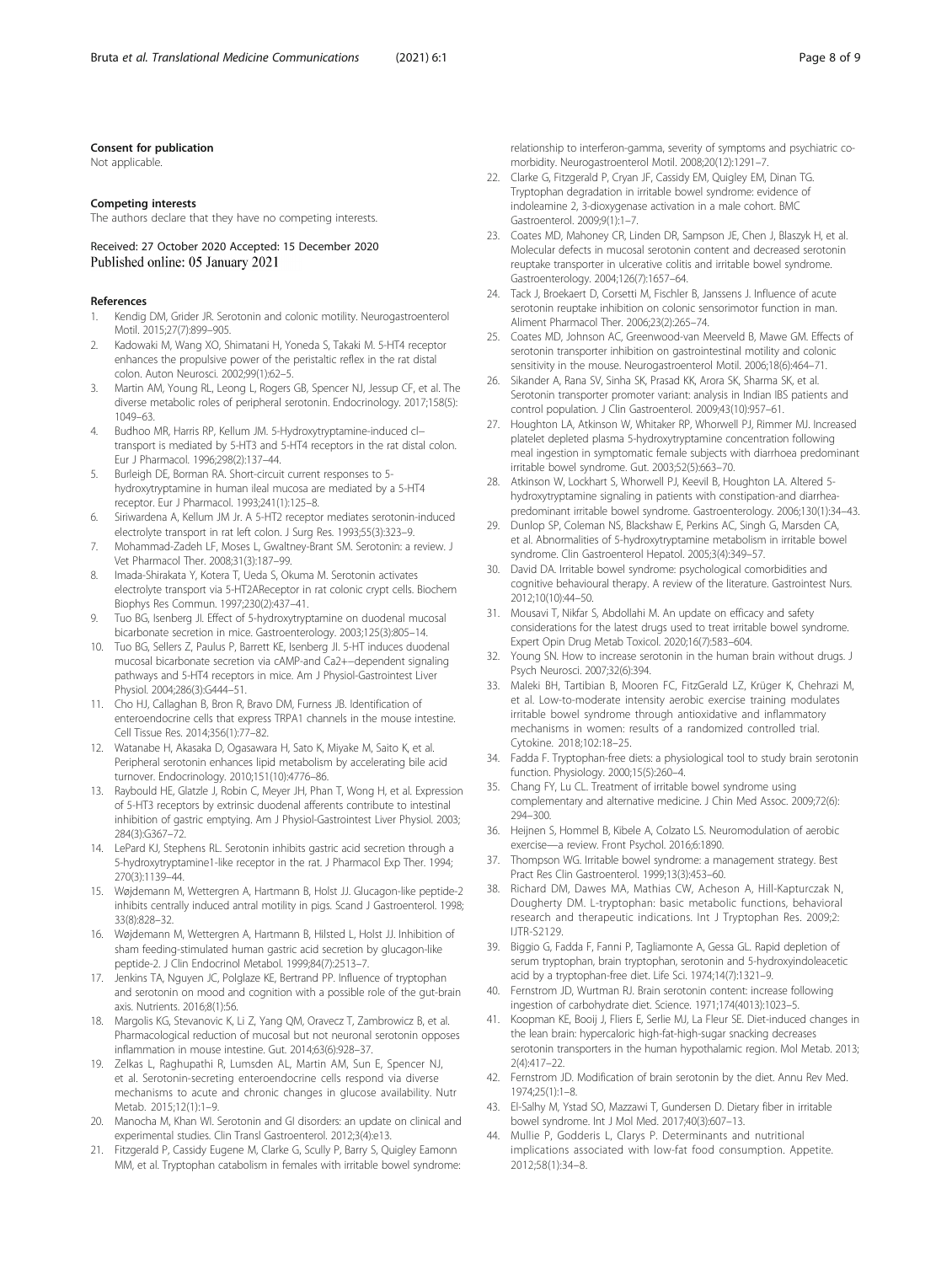#### Consent for publication

Not applicable.

#### Competing interests

The authors declare that they have no competing interests.

Received: 27 October 2020 Accepted: 15 December 2020
Published online: 05 January 2021

#### References

1. Kendig DM, Grider JR. Serotonin and colonic motility. Neurogastroenterol Motil. 2015;27(7):899–905.
2. Kadowaki M, Wang XO, Shimatani H, Yoneda S, Takaki M. 5-HT4 receptor enhances the propulsive power of the peristaltic reflex in the rat distal colon. Auton Neurosci. 2002;99(1):62–5.
3. Martin AM, Young RL, Leong L, Rogers GB, Spencer NJ, Jessup CF, et al. The diverse metabolic roles of peripheral serotonin. Endocrinology. 2017;158(5): 1049–63.
4. Budhoo MR, Harris RP, Kellum JM. 5-Hydroxytryptamine-induced cl− transport is mediated by 5-HT3 and 5-HT4 receptors in the rat distal colon. Eur J Pharmacol. 1996;298(2):137–44.
5. Burleigh DE, Borman RA. Short-circuit current responses to 5-hydroxytryptamine in human ileal mucosa are mediated by a 5-HT4 receptor. Eur J Pharmacol. 1993;241(1):125–8.
6. Siriwardena A, Kellum JM Jr. A 5-HT2 receptor mediates serotonin-induced electrolyte transport in rat left colon. J Surg Res. 1993;55(3):323–9.
7. Mohammad-Zadeh LF, Moses L, Gwaltney-Brant SM. Serotonin: a review. J Vet Pharmacol Ther. 2008;31(3):187–99.
8. Imada-Shirakata Y, Kotera T, Ueda S, Okuma M. Serotonin activates electrolyte transport via 5-HT2AReceptor in rat colonic crypt cells. Biochem Biophys Res Commun. 1997;230(2):437–41.
9. Tuo BG, Isenberg JI. Effect of 5-hydroxytryptamine on duodenal mucosal bicarbonate secretion in mice. Gastroenterology. 2003;125(3):805–14.
10. Tuo BG, Sellers Z, Paulus P, Barrett KE, Isenberg JI. 5-HT induces duodenal mucosal bicarbonate secretion via cAMP-and Ca2+−dependent signaling pathways and 5-HT4 receptors in mice. Am J Physiol-Gastrointest Liver Physiol. 2004;286(3):G444–51.
11. Cho HJ, Callaghan B, Bron R, Bravo DM, Furness JB. Identification of enteroendocrine cells that express TRPA1 channels in the mouse intestine. Cell Tissue Res. 2014;356(1):77–82.
12. Watanabe H, Akasaka D, Ogasawara H, Sato K, Miyake M, Saito K, et al. Peripheral serotonin enhances lipid metabolism by accelerating bile acid turnover. Endocrinology. 2010;151(10):4776–86.
13. Raybould HE, Glatzle J, Robin C, Meyer JH, Phan T, Wong H, et al. Expression of 5-HT3 receptors by extrinsic duodenal afferents contribute to intestinal inhibition of gastric emptying. Am J Physiol-Gastrointest Liver Physiol. 2003; 284(3):G367–72.
14. LePard KJ, Stephens RL. Serotonin inhibits gastric acid secretion through a 5-hydroxytryptamine1-like receptor in the rat. J Pharmacol Exp Ther. 1994; 270(3):1139–44.
15. Wøjdemann M, Wettergren A, Hartmann B, Holst JJ. Glucagon-like peptide-2 inhibits centrally induced antral motility in pigs. Scand J Gastroenterol. 1998; 33(8):828–32.
16. Wøjdemann M, Wettergren A, Hartmann B, Hilsted L, Holst JJ. Inhibition of sham feeding-stimulated human gastric acid secretion by glucagon-like peptide-2. J Clin Endocrinol Metabol. 1999;84(7):2513–7.
17. Jenkins TA, Nguyen JC, Polglaze KE, Bertrand PP. Influence of tryptophan and serotonin on mood and cognition with a possible role of the gut-brain axis. Nutrients. 2016;8(1):56.
18. Margolis KG, Stevanovic K, Li Z, Yang QM, Oravecz T, Zambrowicz B, et al. Pharmacological reduction of mucosal but not neuronal serotonin opposes inflammation in mouse intestine. Gut. 2014;63(6):928–37.
19. Zelkas L, Raghupathi R, Lumsden AL, Martin AM, Sun E, Spencer NJ, et al. Serotonin-secreting enteroendocrine cells respond via diverse mechanisms to acute and chronic changes in glucose availability. Nutr Metab. 2015;12(1):1–9.
20. Manocha M, Khan WI. Serotonin and GI disorders: an update on clinical and experimental studies. Clin Transl Gastroenterol. 2012;3(4):e13.
21. Fitzgerald P, Cassidy Eugene M, Clarke G, Scully P, Barry S, Quigley Eamonn MM, et al. Tryptophan catabolism in females with irritable bowel syndrome: relationship to interferon-gamma, severity of symptoms and psychiatric co-morbidity. Neurogastroenterol Motil. 2008;20(12):1291–7.
22. Clarke G, Fitzgerald P, Cryan JF, Cassidy EM, Quigley EM, Dinan TG. Tryptophan degradation in irritable bowel syndrome: evidence of indoleamine 2, 3-dioxygenase activation in a male cohort. BMC Gastroenterol. 2009;9(1):1–7.
23. Coates MD, Mahoney CR, Linden DR, Sampson JE, Chen J, Blaszyk H, et al. Molecular defects in mucosal serotonin content and decreased serotonin reuptake transporter in ulcerative colitis and irritable bowel syndrome. Gastroenterology. 2004;126(7):1657–64.
24. Tack J, Broekaert D, Corsetti M, Fischler B, Janssens J. Influence of acute serotonin reuptake inhibition on colonic sensorimotor function in man. Aliment Pharmacol Ther. 2006;23(2):265–74.
25. Coates MD, Johnson AC, Greenwood-van Meerveld B, Mawe GM. Effects of serotonin transporter inhibition on gastrointestinal motility and colonic sensitivity in the mouse. Neurogastroenterol Motil. 2006;18(6):464–71.
26. Sikander A, Rana SV, Sinha SK, Prasad KK, Arora SK, Sharma SK, et al. Serotonin transporter promoter variant: analysis in Indian IBS patients and control population. J Clin Gastroenterol. 2009;43(10):957–61.
27. Houghton LA, Atkinson W, Whitaker RP, Whorwell PJ, Rimmer MJ. Increased platelet depleted plasma 5-hydroxytryptamine concentration following meal ingestion in symptomatic female subjects with diarrhoea predominant irritable bowel syndrome. Gut. 2003;52(5):663–70.
28. Atkinson W, Lockhart S, Whorwell PJ, Keevil B, Houghton LA. Altered 5-hydroxytryptamine signaling in patients with constipation-and diarrhea-predominant irritable bowel syndrome. Gastroenterology. 2006;130(1):34–43.
29. Dunlop SP, Coleman NS, Blackshaw E, Perkins AC, Singh G, Marsden CA, et al. Abnormalities of 5-hydroxytryptamine metabolism in irritable bowel syndrome. Clin Gastroenterol Hepatol. 2005;3(4):349–57.
30. David DA. Irritable bowel syndrome: psychological comorbidities and cognitive behavioural therapy. A review of the literature. Gastrointest Nurs. 2012;10(10):44–50.
31. Mousavi T, Nikfar S, Abdollahi M. An update on efficacy and safety considerations for the latest drugs used to treat irritable bowel syndrome. Expert Opin Drug Metab Toxicol. 2020;16(7):583–604.
32. Young SN. How to increase serotonin in the human brain without drugs. J Psych Neurosci. 2007;32(6):394.
33. Maleki BH, Tartibian B, Mooren FC, FitzGerald LZ, Krüger K, Chehrazi M, et al. Low-to-moderate intensity aerobic exercise training modulates irritable bowel syndrome through antioxidative and inflammatory mechanisms in women: results of a randomized controlled trial. Cytokine. 2018;102:18–25.
34. Fadda F. Tryptophan-free diets: a physiological tool to study brain serotonin function. Physiology. 2000;15(5):260–4.
35. Chang FY, Lu CL. Treatment of irritable bowel syndrome using complementary and alternative medicine. J Chin Med Assoc. 2009;72(6): 294–300.
36. Heijnen S, Hommel B, Kibele A, Colzato LS. Neuromodulation of aerobic exercise—a review. Front Psychol. 2016;6:1890.
37. Thompson WG. Irritable bowel syndrome: a management strategy. Best Pract Res Clin Gastroenterol. 1999;13(3):453–60.
38. Richard DM, Dawes MA, Mathias CW, Acheson A, Hill-Kapturczak N, Dougherty DM. L-tryptophan: basic metabolic functions, behavioral research and therapeutic indications. Int J Tryptophan Res. 2009;2: IJTR-S2129.
39. Biggio G, Fadda F, Fanni P, Tagliamonte A, Gessa GL. Rapid depletion of serum tryptophan, brain tryptophan, serotonin and 5-hydroxyindoleacetic acid by a tryptophan-free diet. Life Sci. 1974;14(7):1321–9.
40. Fernstrom JD, Wurtman RJ. Brain serotonin content: increase following ingestion of carbohydrate diet. Science. 1971;174(4013):1023–5.
41. Koopman KE, Booij J, Fliers E, Serlie MJ, La Fleur SE. Diet-induced changes in the lean brain: hypercaloric high-fat-high-sugar snacking decreases serotonin transporters in the human hypothalamic region. Mol Metab. 2013; 2(4):417–22.
42. Fernstrom JD. Modification of brain serotonin by the diet. Annu Rev Med. 1974;25(1):1–8.
43. El-Salhy M, Ystad SO, Mazzawi T, Gundersen D. Dietary fiber in irritable bowel syndrome. Int J Mol Med. 2017;40(3):607–13.
44. Mullie P, Godderis L, Clarys P. Determinants and nutritional implications associated with low-fat food consumption. Appetite. 2012;58(1):34–8.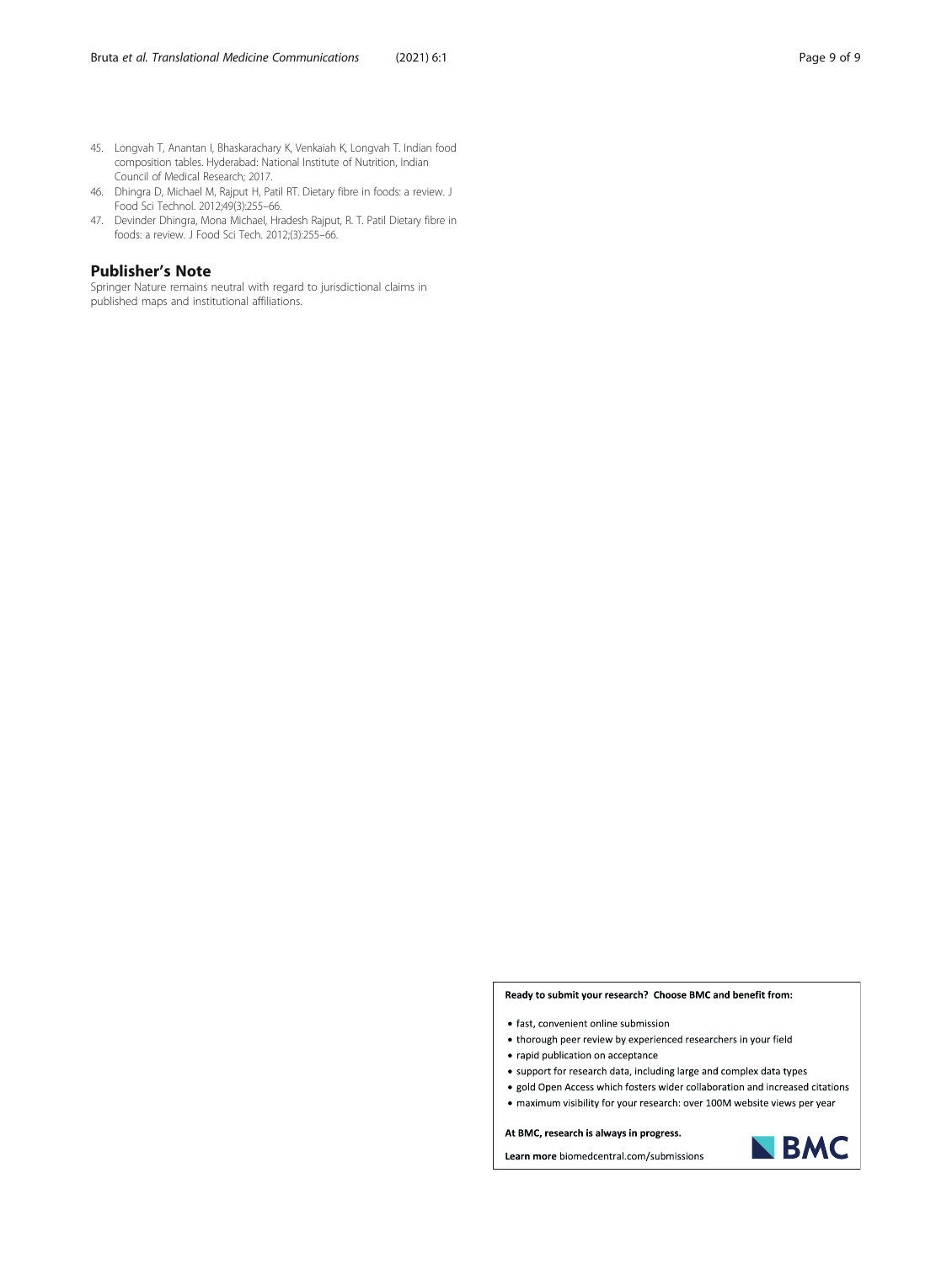45. Longvah T, Anantan I, Bhaskarachary K, Venkaiah K, Longvah T. Indian food composition tables. Hyderabad: National Institute of Nutrition, Indian Council of Medical Research; 2017.
46. Dhingra D, Michael M, Rajput H, Patil RT. Dietary fibre in foods: a review. J Food Sci Technol. 2012;49(3):255–66.
47. Devinder Dhingra, Mona Michael, Hradesh Rajput, R. T. Patil Dietary fibre in foods: a review. J Food Sci Tech. 2012;(3):255–66.

## Publisher's Note

Springer Nature remains neutral with regard to jurisdictional claims in published maps and institutional affiliations.

**Ready to submit your research? Choose BMC and benefit from:**

- fast, convenient online submission
- thorough peer review by experienced researchers in your field
- rapid publication on acceptance
- support for research data, including large and complex data types
- gold Open Access which fosters wider collaboration and increased citations
- maximum visibility for your research: over 100M website views per year

**At BMC, research is always in progress.**

**Learn more** biomedcentral.com/submissions

BMC